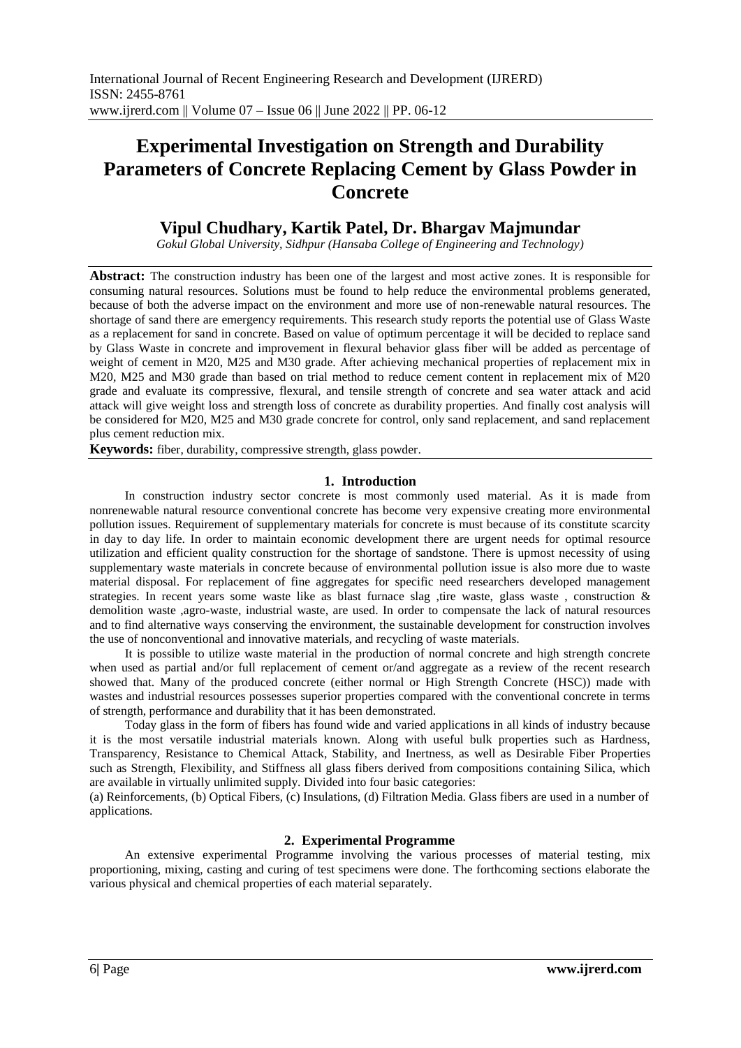# Experimental Investigation on Strength and Durability Parameters of Concrete Replacing Cement by Glass Powder in Concrete

## Vipul Chudhary, Kartik Patel, Dr. Bhargav Majmundar

*Gokul Global University, Sidhpur (Hansaba College of Engineering and Technology)*

**Abstract:** The construction industry has been one of the largest and most active zones. It is responsible for consuming natural resources. Solutions must be found to help reduce the environmental problems generated, because of both the adverse impact on the environment and more use of non-renewable natural resources. The shortage of sand there are emergency requirements. This research study reports the potential use of Glass Waste as a replacement for sand in concrete. Based on value of optimum percentage it will be decided to replace sand by Glass Waste in concrete and improvement in flexural behavior glass fiber will be added as percentage of weight of cement in M20, M25 and M30 grade. After achieving mechanical properties of replacement mix in M20, M25 and M30 grade than based on trial method to reduce cement content in replacement mix of M20 grade and evaluate its compressive, flexural, and tensile strength of concrete and sea water attack and acid attack will give weight loss and strength loss of concrete as durability properties. And finally cost analysis will be considered for M20, M25 and M30 grade concrete for control, only sand replacement, and sand replacement plus cement reduction mix.

**Keywords:** fiber, durability, compressive strength, glass powder.

## 1. Introduction

In construction industry sector concrete is most commonly used material. As it is made from nonrenewable natural resource conventional concrete has become very expensive creating more environmental pollution issues. Requirement of supplementary materials for concrete is must because of its constitute scarcity in day to day life. In order to maintain economic development there are urgent needs for optimal resource utilization and efficient quality construction for the shortage of sandstone. There is upmost necessity of using supplementary waste materials in concrete because of environmental pollution issue is also more due to waste material disposal. For replacement of fine aggregates for specific need researchers developed management strategies. In recent years some waste like as blast furnace slag ,tire waste, glass waste , construction & demolition waste ,agro-waste, industrial waste, are used. In order to compensate the lack of natural resources and to find alternative ways conserving the environment, the sustainable development for construction involves the use of nonconventional and innovative materials, and recycling of waste materials.

It is possible to utilize waste material in the production of normal concrete and high strength concrete when used as partial and/or full replacement of cement or/and aggregate as a review of the recent research showed that. Many of the produced concrete (either normal or High Strength Concrete (HSC)) made with wastes and industrial resources possesses superior properties compared with the conventional concrete in terms of strength, performance and durability that it has been demonstrated.

Today glass in the form of fibers has found wide and varied applications in all kinds of industry because it is the most versatile industrial materials known. Along with useful bulk properties such as Hardness, Transparency, Resistance to Chemical Attack, Stability, and Inertness, as well as Desirable Fiber Properties such as Strength, Flexibility, and Stiffness all glass fibers derived from compositions containing Silica, which are available in virtually unlimited supply. Divided into four basic categories:

(a) Reinforcements, (b) Optical Fibers, (c) Insulations, (d) Filtration Media. Glass fibers are used in a number of applications.

## 2. Experimental Programme

An extensive experimental Programme involving the various processes of material testing, mix proportioning, mixing, casting and curing of test specimens were done. The forthcoming sections elaborate the various physical and chemical properties of each material separately.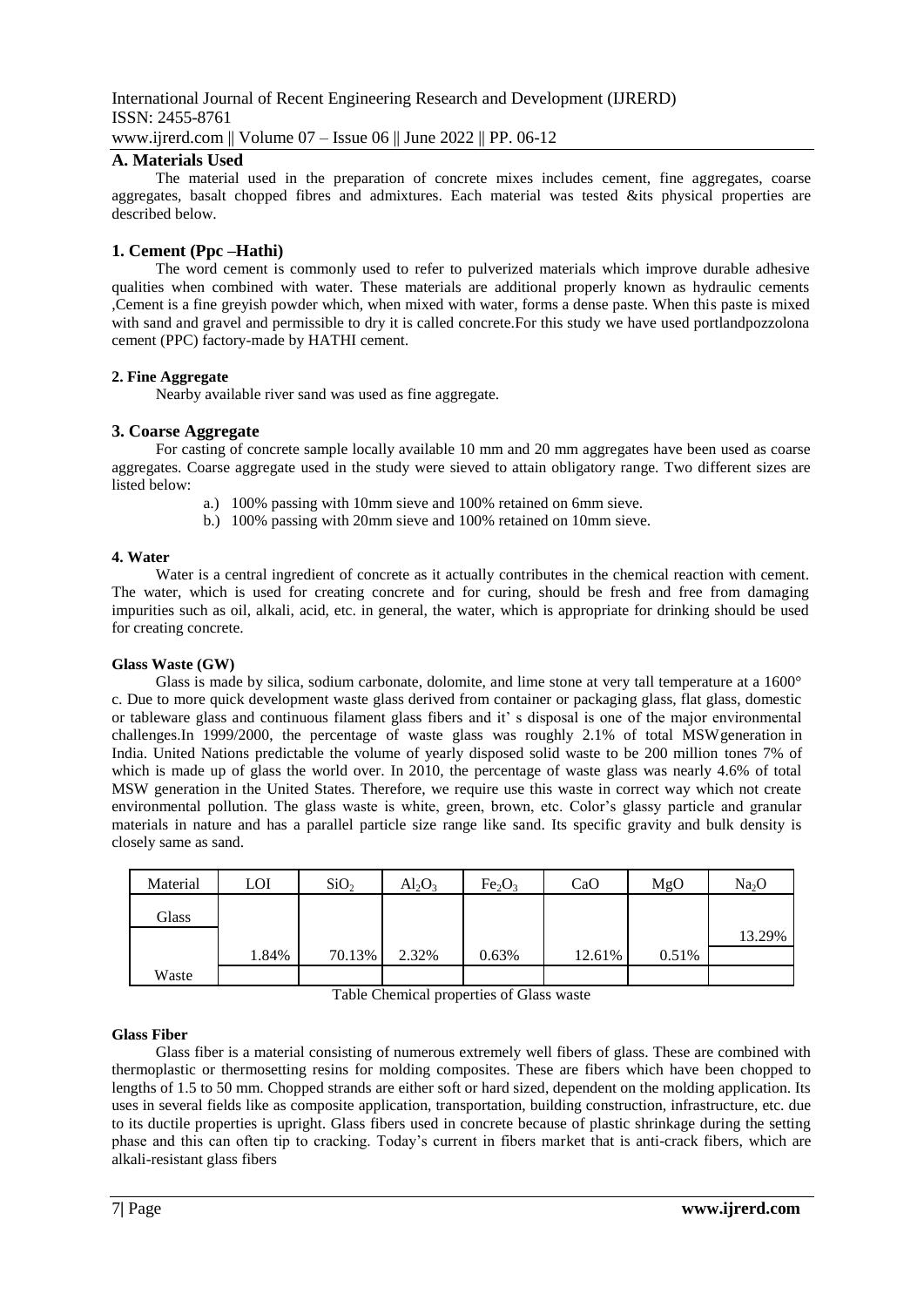## A. Materials Used

The material used in the preparation of concrete mixes includes cement, fine aggregates, coarse aggregates, basalt chopped fibres and admixtures. Each material was tested &its physical properties are described below.

### 1. Cement (Ppc –Hathi)

The word cement is commonly used to refer to pulverized materials which improve durable adhesive qualities when combined with water. These materials are additional properly known as hydraulic cements ,Cement is a fine greyish powder which, when mixed with water, forms a dense paste. When this paste is mixed with sand and gravel and permissible to dry it is called concrete.For this study we have used portlandpozzolona cement (PPC) factory-made by HATHI cement.

#### 2. Fine Aggregate

Nearby available river sand was used as fine aggregate.

### 3. Coarse Aggregate

For casting of concrete sample locally available 10 mm and 20 mm aggregates have been used as coarse aggregates. Coarse aggregate used in the study were sieved to attain obligatory range. Two different sizes are listed below:

a.) 100% passing with 10mm sieve and 100% retained on 6mm sieve.

b.) 100% passing with 20mm sieve and 100% retained on 10mm sieve.

#### 4. Water

Water is a central ingredient of concrete as it actually contributes in the chemical reaction with cement. The water, which is used for creating concrete and for curing, should be fresh and free from damaging impurities such as oil, alkali, acid, etc. in general, the water, which is appropriate for drinking should be used for creating concrete.

#### Glass Waste (GW)

Glass is made by silica, sodium carbonate, dolomite, and lime stone at very tall temperature at a 1600° c. Due to more quick development waste glass derived from container or packaging glass, flat glass, domestic or tableware glass and continuous filament glass fibers and it' s disposal is one of the major environmental challenges.In 1999/2000, the percentage of waste glass was roughly 2.1% of total MSWgeneration in India. United Nations predictable the volume of yearly disposed solid waste to be 200 million tones 7% of which is made up of glass the world over. In 2010, the percentage of waste glass was nearly 4.6% of total MSW generation in the United States. Therefore, we require use this waste in correct way which not create environmental pollution. The glass waste is white, green, brown, etc. Color's glassy particle and granular materials in nature and has a parallel particle size range like sand. Its specific gravity and bulk density is closely same as sand.

| Material | LOI | $SiO_2$ | $Al_2O_3$ | $Fe_2O_3$ | CaO | MgO | $Na_2O$ |
|---|---|---|---|---|---|---|---|
| Glass Waste | 1.84% | 70.13% | 2.32% | 0.63% | 12.61% | 0.51% | 13.29% |

Table Chemical properties of Glass waste

#### Glass Fiber

Glass fiber is a material consisting of numerous extremely well fibers of glass. These are combined with thermoplastic or thermosetting resins for molding composites. These are fibers which have been chopped to lengths of 1.5 to 50 mm. Chopped strands are either soft or hard sized, dependent on the molding application. Its uses in several fields like as composite application, transportation, building construction, infrastructure, etc. due to its ductile properties is upright. Glass fibers used in concrete because of plastic shrinkage during the setting phase and this can often tip to cracking. Today's current in fibers market that is anti-crack fibers, which are alkali-resistant glass fibers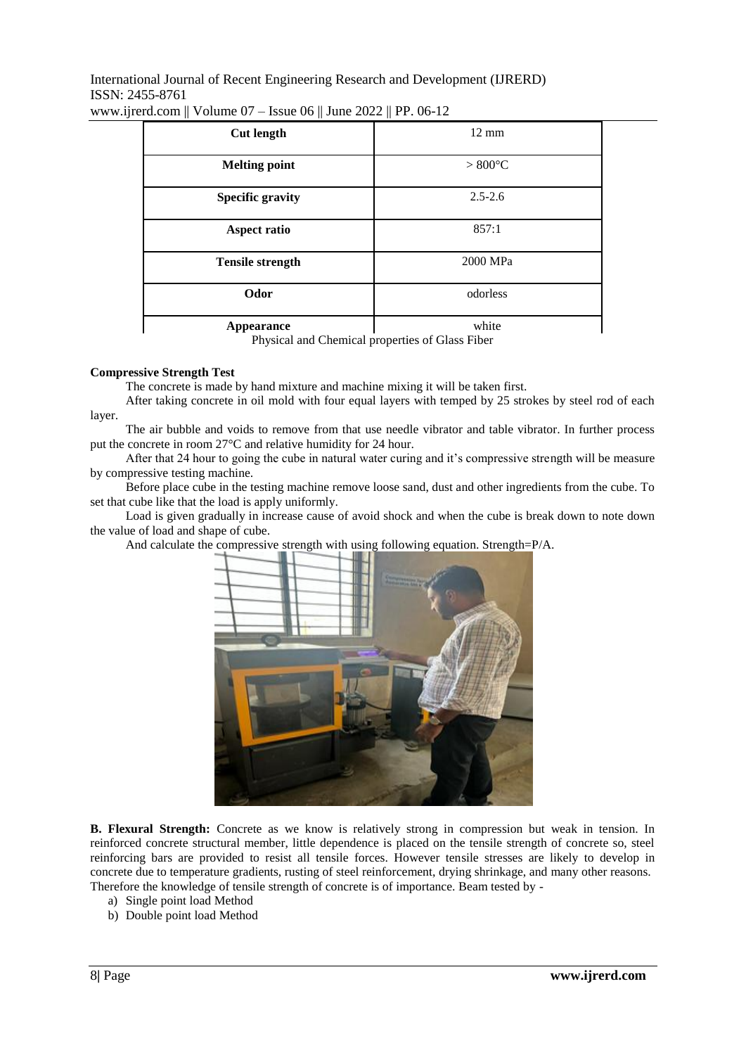| Cut length | 12 mm |
|---|---|
| Melting point | > 800°C |
| Specific gravity | 2.5-2.6 |
| Aspect ratio | 857:1 |
| Tensile strength | 2000 MPa |
| Odor | odorless |
| Appearance | white |

Physical and Chemical properties of Glass Fiber

**Compressive Strength Test**

The concrete is made by hand mixture and machine mixing it will be taken first.

After taking concrete in oil mold with four equal layers with temped by 25 strokes by steel rod of each layer.

The air bubble and voids to remove from that use needle vibrator and table vibrator. In further process put the concrete in room 27°C and relative humidity for 24 hour.

After that 24 hour to going the cube in natural water curing and it's compressive strength will be measure by compressive testing machine.

Before place cube in the testing machine remove loose sand, dust and other ingredients from the cube. To set that cube like that the load is apply uniformly.

Load is given gradually in increase cause of avoid shock and when the cube is break down to note down the value of load and shape of cube.

And calculate the compressive strength with using following equation. Strength=P/A.

**B. Flexural Strength:** Concrete as we know is relatively strong in compression but weak in tension. In reinforced concrete structural member, little dependence is placed on the tensile strength of concrete so, steel reinforcing bars are provided to resist all tensile forces. However tensile stresses are likely to develop in concrete due to temperature gradients, rusting of steel reinforcement, drying shrinkage, and many other reasons. Therefore the knowledge of tensile strength of concrete is of importance. Beam tested by -

a) Single point load Method
b) Double point load Method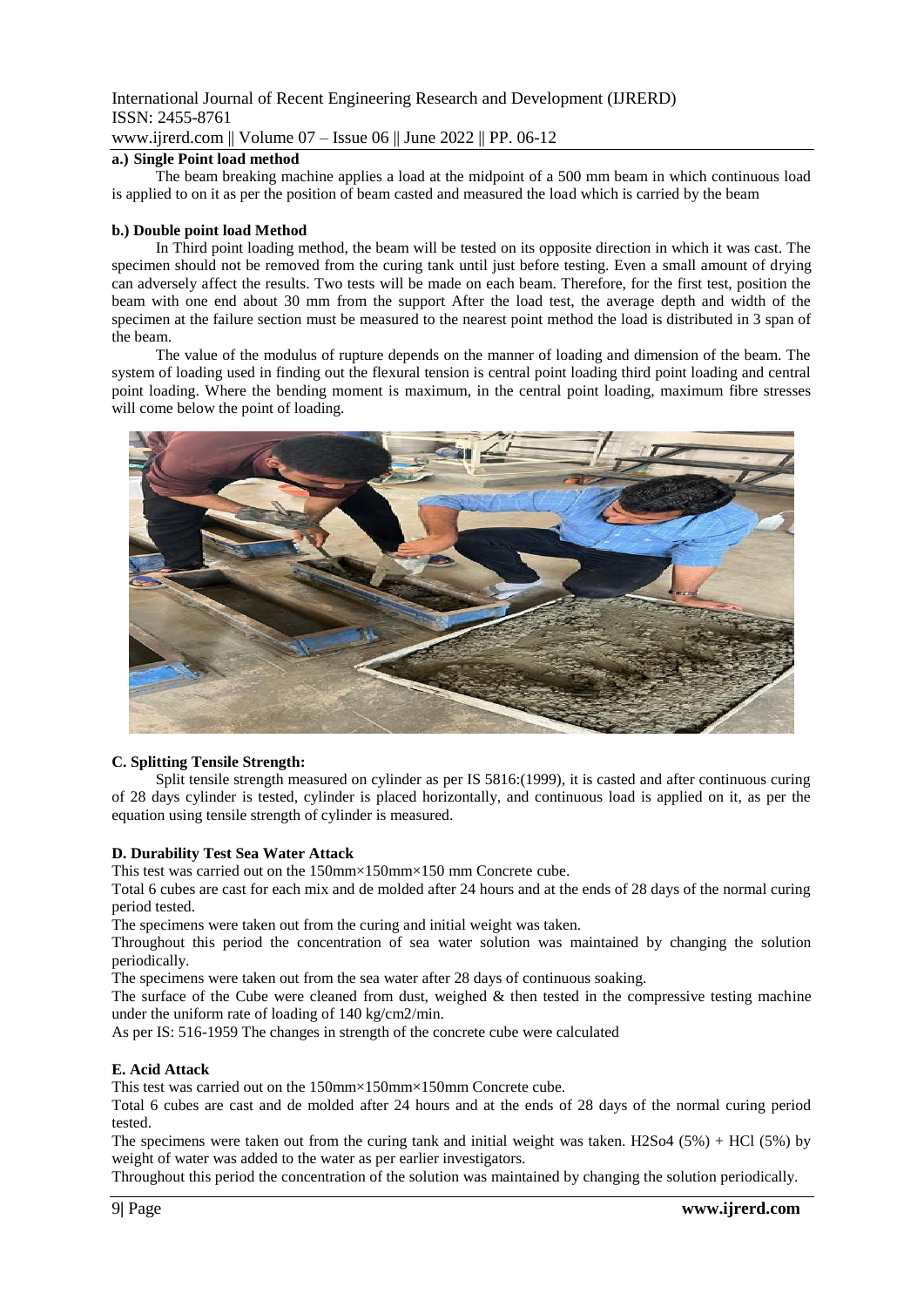**a.) Single Point load method**

The beam breaking machine applies a load at the midpoint of a 500 mm beam in which continuous load is applied to on it as per the position of beam casted and measured the load which is carried by the beam

**b.) Double point load Method**

In Third point loading method, the beam will be tested on its opposite direction in which it was cast. The specimen should not be removed from the curing tank until just before testing. Even a small amount of drying can adversely affect the results. Two tests will be made on each beam. Therefore, for the first test, position the beam with one end about 30 mm from the support After the load test, the average depth and width of the specimen at the failure section must be measured to the nearest point method the load is distributed in 3 span of the beam.

The value of the modulus of rupture depends on the manner of loading and dimension of the beam. The system of loading used in finding out the flexural tension is central point loading third point loading and central point loading. Where the bending moment is maximum, in the central point loading, maximum fibre stresses will come below the point of loading.

**C. Splitting Tensile Strength:**

Split tensile strength measured on cylinder as per IS 5816:(1999), it is casted and after continuous curing of 28 days cylinder is tested, cylinder is placed horizontally, and continuous load is applied on it, as per the equation using tensile strength of cylinder is measured.

**D. Durability Test Sea Water Attack**

This test was carried out on the 150mm×150mm×150 mm Concrete cube.

Total 6 cubes are cast for each mix and de molded after 24 hours and at the ends of 28 days of the normal curing period tested.

The specimens were taken out from the curing and initial weight was taken.

Throughout this period the concentration of sea water solution was maintained by changing the solution periodically.

The specimens were taken out from the sea water after 28 days of continuous soaking.

The surface of the Cube were cleaned from dust, weighed & then tested in the compressive testing machine under the uniform rate of loading of 140 kg/cm2/min.

As per IS: 516-1959 The changes in strength of the concrete cube were calculated

**E. Acid Attack**

This test was carried out on the 150mm×150mm×150mm Concrete cube.

Total 6 cubes are cast and de molded after 24 hours and at the ends of 28 days of the normal curing period tested.

The specimens were taken out from the curing tank and initial weight was taken. $H_2SO_4$ (5%) + HCl (5%) by weight of water was added to the water as per earlier investigators.

Throughout this period the concentration of the solution was maintained by changing the solution periodically.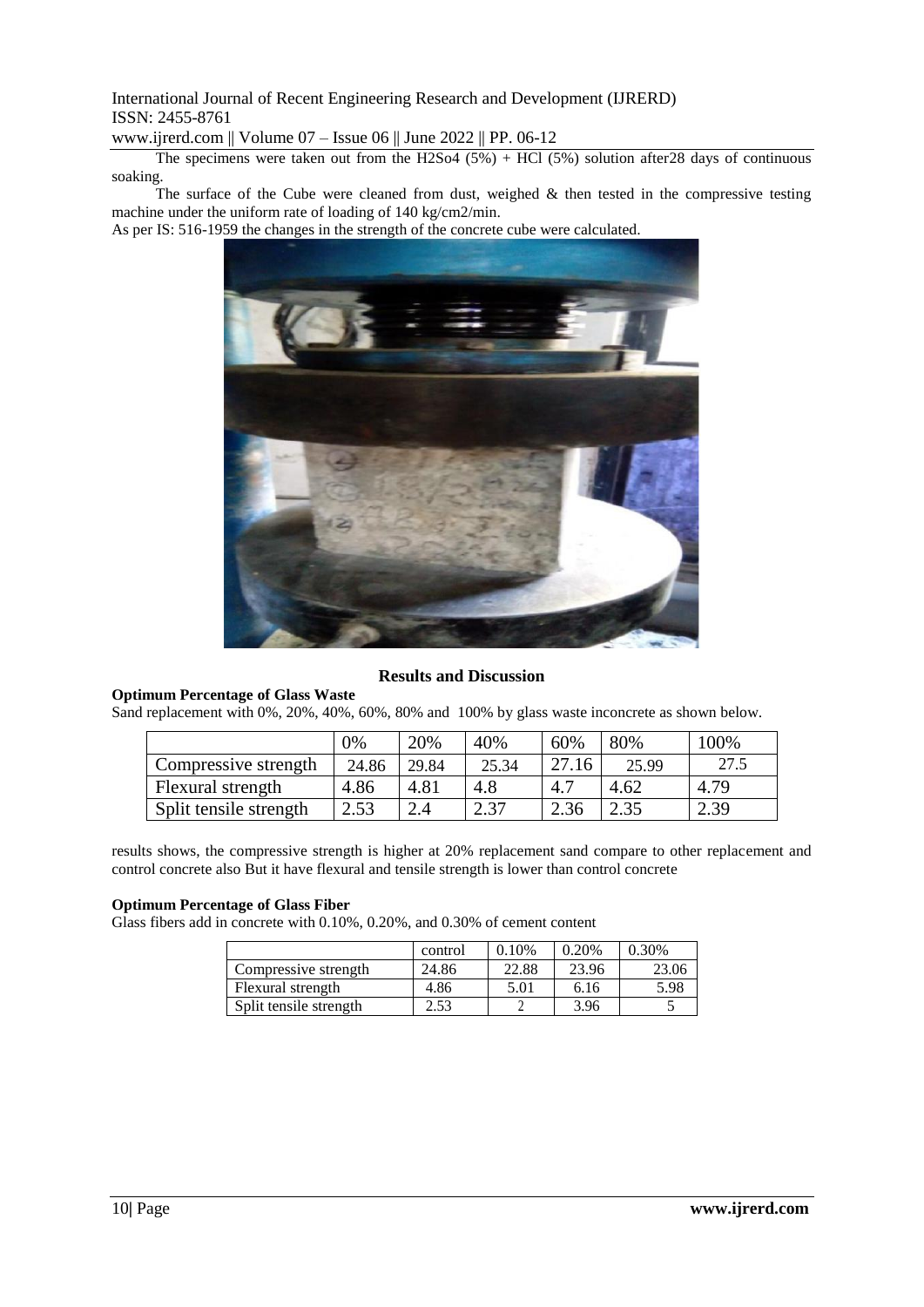The specimens were taken out from the $H_2SO_4$ (5%) + HCl (5%) solution after28 days of continuous soaking.

The surface of the Cube were cleaned from dust, weighed & then tested in the compressive testing machine under the uniform rate of loading of 140 kg/cm2/min.

As per IS: 516-1959 the changes in the strength of the concrete cube were calculated.

## Results and Discussion

### Optimum Percentage of Glass Waste

Sand replacement with 0%, 20%, 40%, 60%, 80% and 100% by glass waste inconcrete as shown below.

| | 0% | 20% | 40% | 60% | 80% | 100% |
|---|---|---|---|---|---|---|
| Compressive strength | 24.86 | 29.84 | 25.34 | 27.16 | 25.99 | 27.5 |
| Flexural strength | 4.86 | 4.81 | 4.8 | 4.7 | 4.62 | 4.79 |
| Split tensile strength | 2.53 | 2.4 | 2.37 | 2.36 | 2.35 | 2.39 |

results shows, the compressive strength is higher at 20% replacement sand compare to other replacement and control concrete also But it have flexural and tensile strength is lower than control concrete

### Optimum Percentage of Glass Fiber

Glass fibers add in concrete with 0.10%, 0.20%, and 0.30% of cement content

| | control | 0.10% | 0.20% | 0.30% |
|---|---|---|---|---|
| Compressive strength | 24.86 | 22.88 | 23.96 | 23.06 |
| Flexural strength | 4.86 | 5.01 | 6.16 | 5.98 |
| Split tensile strength | 2.53 | 2 | 3.96 | 5 |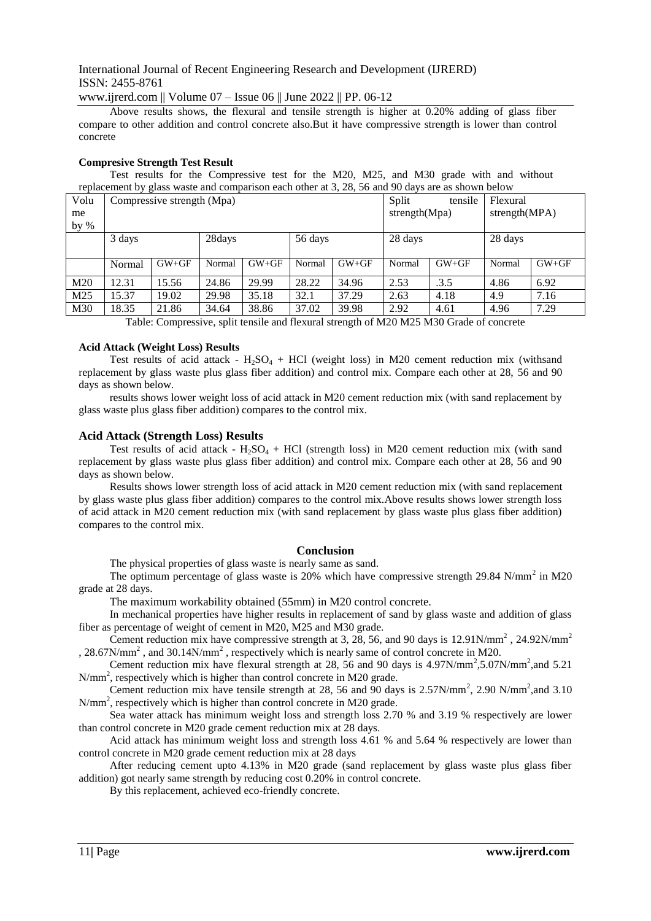Above results shows, the flexural and tensile strength is higher at 0.20% adding of glass fiber compare to other addition and control concrete also.But it have compressive strength is lower than control concrete

**Compresive Strength Test Result**

Test results for the Compressive test for the M20, M25, and M30 grade with and without replacement by glass waste and comparison each other at 3, 28, 56 and 90 days are as shown below

| Volume by % | Compressive strength (Mpa) | | | | | | Split tensile strength(Mpa) | | Flexural strength(MPA) | |
|---|---|---|---|---|---|---|---|---|---|---|
| | 3 days | | 28days | | 56 days | | 28 days | | 28 days | |
| | Normal | GW+GF | Normal | GW+GF | Normal | GW+GF | Normal | GW+GF | Normal | GW+GF |
| M20 | 12.31 | 15.56 | 24.86 | 29.99 | 28.22 | 34.96 | 2.53 | .3.5 | 4.86 | 6.92 |
| M25 | 15.37 | 19.02 | 29.98 | 35.18 | 32.1 | 37.29 | 2.63 | 4.18 | 4.9 | 7.16 |
| M30 | 18.35 | 21.86 | 34.64 | 38.86 | 37.02 | 39.98 | 2.92 | 4.61 | 4.96 | 7.29 |

Table: Compressive, split tensile and flexural strength of M20 M25 M30 Grade of concrete

**Acid Attack (Weight Loss) Results**

Test results of acid attack - $H_2SO_4$ + HCl (weight loss) in M20 cement reduction mix (withsand replacement by glass waste plus glass fiber addition) and control mix. Compare each other at 28, 56 and 90 days as shown below.

results shows lower weight loss of acid attack in M20 cement reduction mix (with sand replacement by glass waste plus glass fiber addition) compares to the control mix.

### Acid Attack (Strength Loss) Results

Test results of acid attack - $H_2SO_4$ + HCl (strength loss) in M20 cement reduction mix (with sand replacement by glass waste plus glass fiber addition) and control mix. Compare each other at 28, 56 and 90 days as shown below.

Results shows lower strength loss of acid attack in M20 cement reduction mix (with sand replacement by glass waste plus glass fiber addition) compares to the control mix.Above results shows lower strength loss of acid attack in M20 cement reduction mix (with sand replacement by glass waste plus glass fiber addition) compares to the control mix.

## Conclusion

The physical properties of glass waste is nearly same as sand.

The optimum percentage of glass waste is 20% which have compressive strength 29.84 N/mm$^2$ in M20 grade at 28 days.

The maximum workability obtained (55mm) in M20 control concrete.

In mechanical properties have higher results in replacement of sand by glass waste and addition of glass fiber as percentage of weight of cement in M20, M25 and M30 grade.

Cement reduction mix have compressive strength at 3, 28, 56, and 90 days is 12.91N/mm$^2$ , 24.92N/mm$^2$ , 28.67N/mm$^2$ , and 30.14N/mm$^2$ , respectively which is nearly same of control concrete in M20.

Cement reduction mix have flexural strength at 28, 56 and 90 days is 4.97N/mm$^2$,5.07N/mm$^2$,and 5.21 N/mm$^2$, respectively which is higher than control concrete in M20 grade.

Cement reduction mix have tensile strength at 28, 56 and 90 days is 2.57N/mm$^2$, 2.90 N/mm$^2$,and 3.10 N/mm$^2$, respectively which is higher than control concrete in M20 grade.

Sea water attack has minimum weight loss and strength loss 2.70 % and 3.19 % respectively are lower than control concrete in M20 grade cement reduction mix at 28 days.

Acid attack has minimum weight loss and strength loss 4.61 % and 5.64 % respectively are lower than control concrete in M20 grade cement reduction mix at 28 days

After reducing cement upto 4.13% in M20 grade (sand replacement by glass waste plus glass fiber addition) got nearly same strength by reducing cost 0.20% in control concrete.

By this replacement, achieved eco-friendly concrete.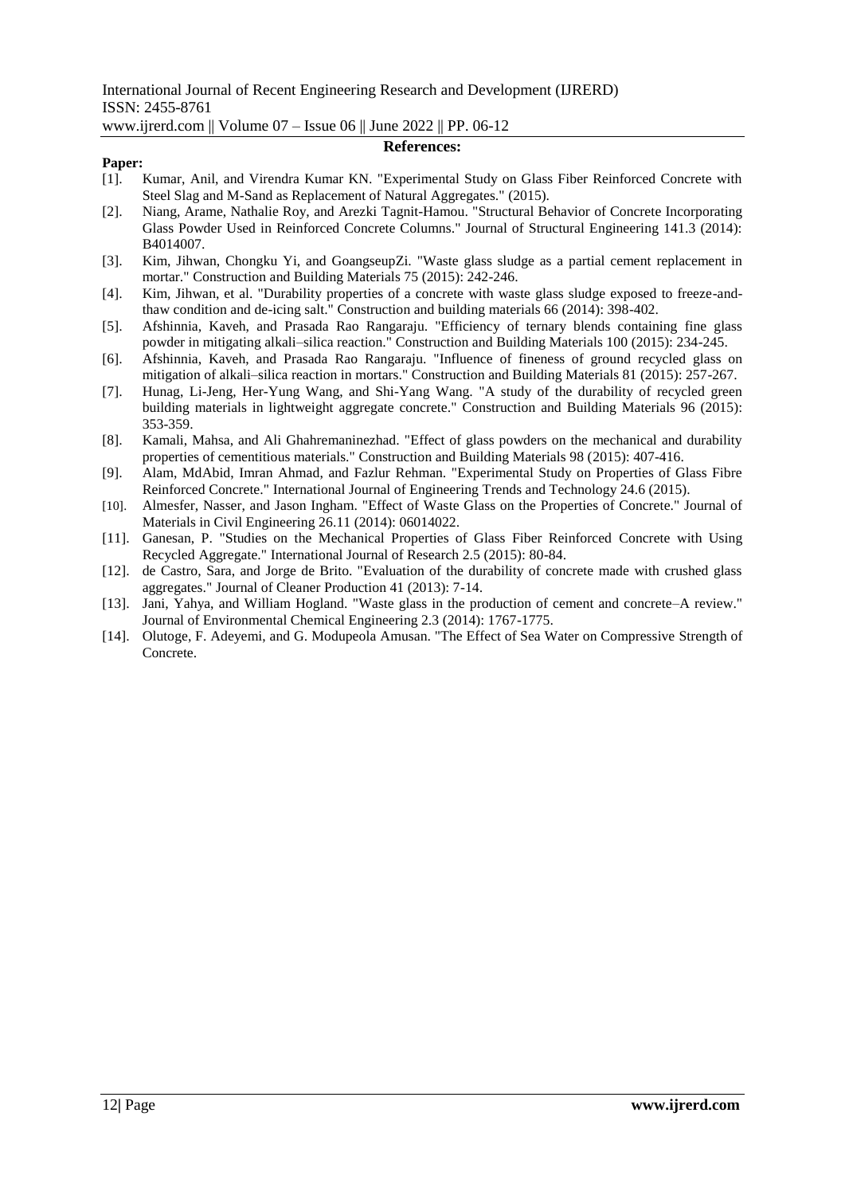## References:

**Paper:**

[1]. Kumar, Anil, and Virendra Kumar KN. "Experimental Study on Glass Fiber Reinforced Concrete with Steel Slag and M-Sand as Replacement of Natural Aggregates." (2015).

[2]. Niang, Arame, Nathalie Roy, and Arezki Tagnit-Hamou. "Structural Behavior of Concrete Incorporating Glass Powder Used in Reinforced Concrete Columns." Journal of Structural Engineering 141.3 (2014): B4014007.

[3]. Kim, Jihwan, Chongku Yi, and GoangseupZi. "Waste glass sludge as a partial cement replacement in mortar." Construction and Building Materials 75 (2015): 242-246.

[4]. Kim, Jihwan, et al. "Durability properties of a concrete with waste glass sludge exposed to freeze-and-thaw condition and de-icing salt." Construction and building materials 66 (2014): 398-402.

[5]. Afshinnia, Kaveh, and Prasada Rao Rangaraju. "Efficiency of ternary blends containing fine glass powder in mitigating alkali–silica reaction." Construction and Building Materials 100 (2015): 234-245.

[6]. Afshinnia, Kaveh, and Prasada Rao Rangaraju. "Influence of fineness of ground recycled glass on mitigation of alkali–silica reaction in mortars." Construction and Building Materials 81 (2015): 257-267.

[7]. Hunag, Li-Jeng, Her-Yung Wang, and Shi-Yang Wang. "A study of the durability of recycled green building materials in lightweight aggregate concrete." Construction and Building Materials 96 (2015): 353-359.

[8]. Kamali, Mahsa, and Ali Ghahremaninezhad. "Effect of glass powders on the mechanical and durability properties of cementitious materials." Construction and Building Materials 98 (2015): 407-416.

[9]. Alam, MdAbid, Imran Ahmad, and Fazlur Rehman. "Experimental Study on Properties of Glass Fibre Reinforced Concrete." International Journal of Engineering Trends and Technology 24.6 (2015).

[10]. Almesfer, Nasser, and Jason Ingham. "Effect of Waste Glass on the Properties of Concrete." Journal of Materials in Civil Engineering 26.11 (2014): 06014022.

[11]. Ganesan, P. "Studies on the Mechanical Properties of Glass Fiber Reinforced Concrete with Using Recycled Aggregate." International Journal of Research 2.5 (2015): 80-84.

[12]. de Castro, Sara, and Jorge de Brito. "Evaluation of the durability of concrete made with crushed glass aggregates." Journal of Cleaner Production 41 (2013): 7-14.

[13]. Jani, Yahya, and William Hogland. "Waste glass in the production of cement and concrete–A review." Journal of Environmental Chemical Engineering 2.3 (2014): 1767-1775.

[14]. Olutoge, F. Adeyemi, and G. Modupeola Amusan. "The Effect of Sea Water on Compressive Strength of Concrete.